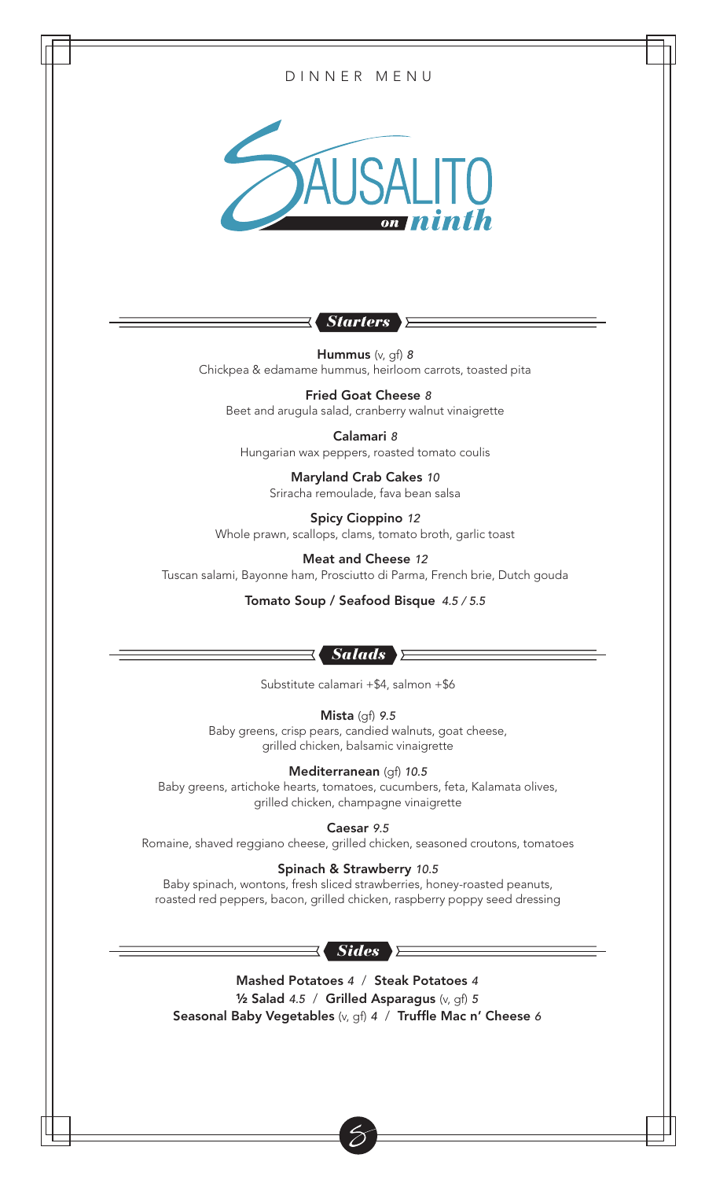DINNER MENU

# SAUSALITO *on ninth*

## *Starters*

**Hummus** (v, gf) *8*
Chickpea & edamame hummus, heirloom carrots, toasted pita

**Fried Goat Cheese** *8*
Beet and arugula salad, cranberry walnut vinaigrette

**Calamari** *8*
Hungarian wax peppers, roasted tomato coulis

**Maryland Crab Cakes** *10*
Sriracha remoulade, fava bean salsa

**Spicy Cioppino** *12*
Whole prawn, scallops, clams, tomato broth, garlic toast

**Meat and Cheese** *12*
Tuscan salami, Bayonne ham, Prosciutto di Parma, French brie, Dutch gouda

**Tomato Soup / Seafood Bisque** *4.5 / 5.5*

## *Salads*

Substitute calamari +$4, salmon +$6

**Mista** (gf) *9.5*
Baby greens, crisp pears, candied walnuts, goat cheese, grilled chicken, balsamic vinaigrette

**Mediterranean** (gf) *10.5*
Baby greens, artichoke hearts, tomatoes, cucumbers, feta, Kalamata olives, grilled chicken, champagne vinaigrette

**Caesar** *9.5*
Romaine, shaved reggiano cheese, grilled chicken, seasoned croutons, tomatoes

**Spinach & Strawberry** *10.5*
Baby spinach, wontons, fresh sliced strawberries, honey-roasted peanuts, roasted red peppers, bacon, grilled chicken, raspberry poppy seed dressing

## *Sides*

**Mashed Potatoes** *4* / **Steak Potatoes** *4*
**½ Salad** *4.5* / **Grilled Asparagus** (v, gf) *5*
**Seasonal Baby Vegetables** (v, gf) *4* / **Truffle Mac n' Cheese** *6*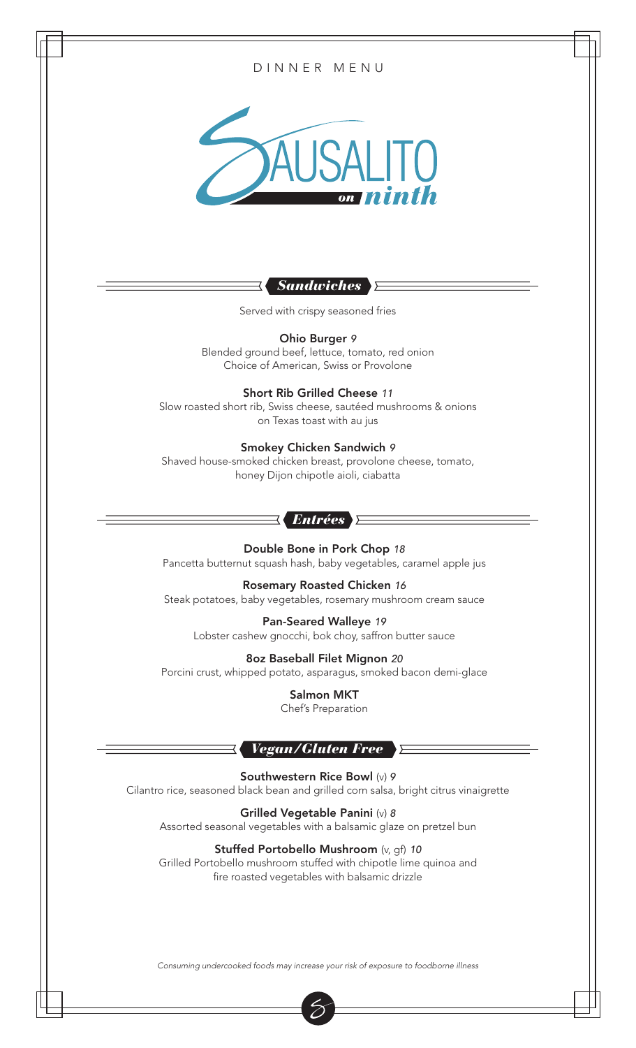DINNER MENU

# SAUSALITO on ninth

## Sandwiches

Served with crispy seasoned fries

**Ohio Burger** *9*
Blended ground beef, lettuce, tomato, red onion
Choice of American, Swiss or Provolone

**Short Rib Grilled Cheese** *11*
Slow roasted short rib, Swiss cheese, sautéed mushrooms & onions
on Texas toast with au jus

**Smokey Chicken Sandwich** *9*
Shaved house-smoked chicken breast, provolone cheese, tomato,
honey Dijon chipotle aioli, ciabatta

## Entrées

**Double Bone in Pork Chop** *18*
Pancetta butternut squash hash, baby vegetables, caramel apple jus

**Rosemary Roasted Chicken** *16*
Steak potatoes, baby vegetables, rosemary mushroom cream sauce

**Pan-Seared Walleye** *19*
Lobster cashew gnocchi, bok choy, saffron butter sauce

**8oz Baseball Filet Mignon** *20*
Porcini crust, whipped potato, asparagus, smoked bacon demi-glace

**Salmon MKT**
Chef's Preparation

## Vegan/Gluten Free

**Southwestern Rice Bowl** (v) *9*
Cilantro rice, seasoned black bean and grilled corn salsa, bright citrus vinaigrette

**Grilled Vegetable Panini** (v) *8*
Assorted seasonal vegetables with a balsamic glaze on pretzel bun

**Stuffed Portobello Mushroom** (v, gf) *10*
Grilled Portobello mushroom stuffed with chipotle lime quinoa and
fire roasted vegetables with balsamic drizzle

*Consuming undercooked foods may increase your risk of exposure to foodborne illness*